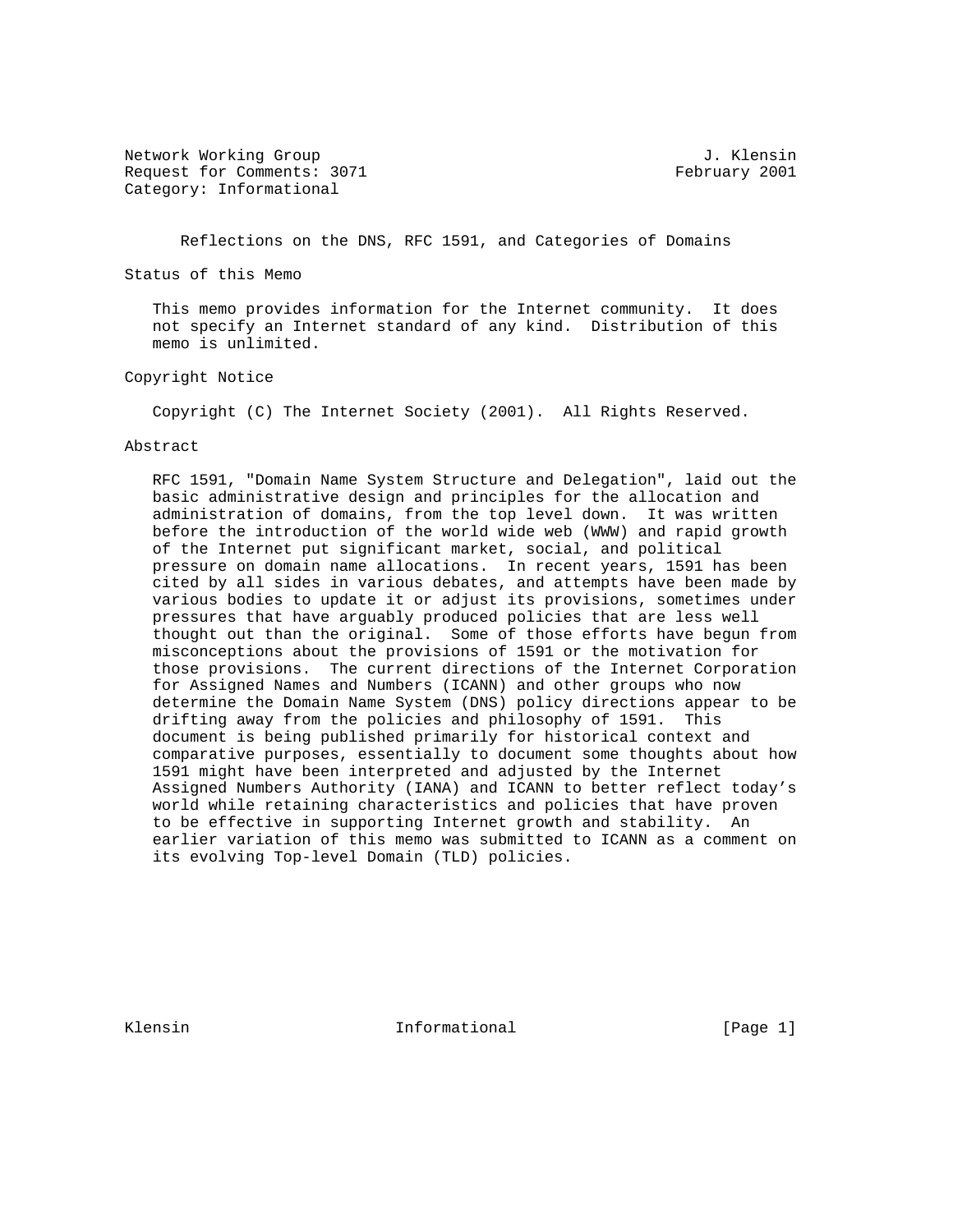Network Working Group J. Klensin
Request for Comments: 3071 February 2001
Category: Informational

# Reflections on the DNS, RFC 1591, and Categories of Domains

## Status of this Memo

This memo provides information for the Internet community. It does not specify an Internet standard of any kind. Distribution of this memo is unlimited.

## Copyright Notice

Copyright (C) The Internet Society (2001). All Rights Reserved.

## Abstract

RFC 1591, "Domain Name System Structure and Delegation", laid out the basic administrative design and principles for the allocation and administration of domains, from the top level down. It was written before the introduction of the world wide web (WWW) and rapid growth of the Internet put significant market, social, and political pressure on domain name allocations. In recent years, 1591 has been cited by all sides in various debates, and attempts have been made by various bodies to update it or adjust its provisions, sometimes under pressures that have arguably produced policies that are less well thought out than the original. Some of those efforts have begun from misconceptions about the provisions of 1591 or the motivation for those provisions. The current directions of the Internet Corporation for Assigned Names and Numbers (ICANN) and other groups who now determine the Domain Name System (DNS) policy directions appear to be drifting away from the policies and philosophy of 1591. This document is being published primarily for historical context and comparative purposes, essentially to document some thoughts about how 1591 might have been interpreted and adjusted by the Internet Assigned Numbers Authority (IANA) and ICANN to better reflect today's world while retaining characteristics and policies that have proven to be effective in supporting Internet growth and stability. An earlier variation of this memo was submitted to ICANN as a comment on its evolving Top-level Domain (TLD) policies.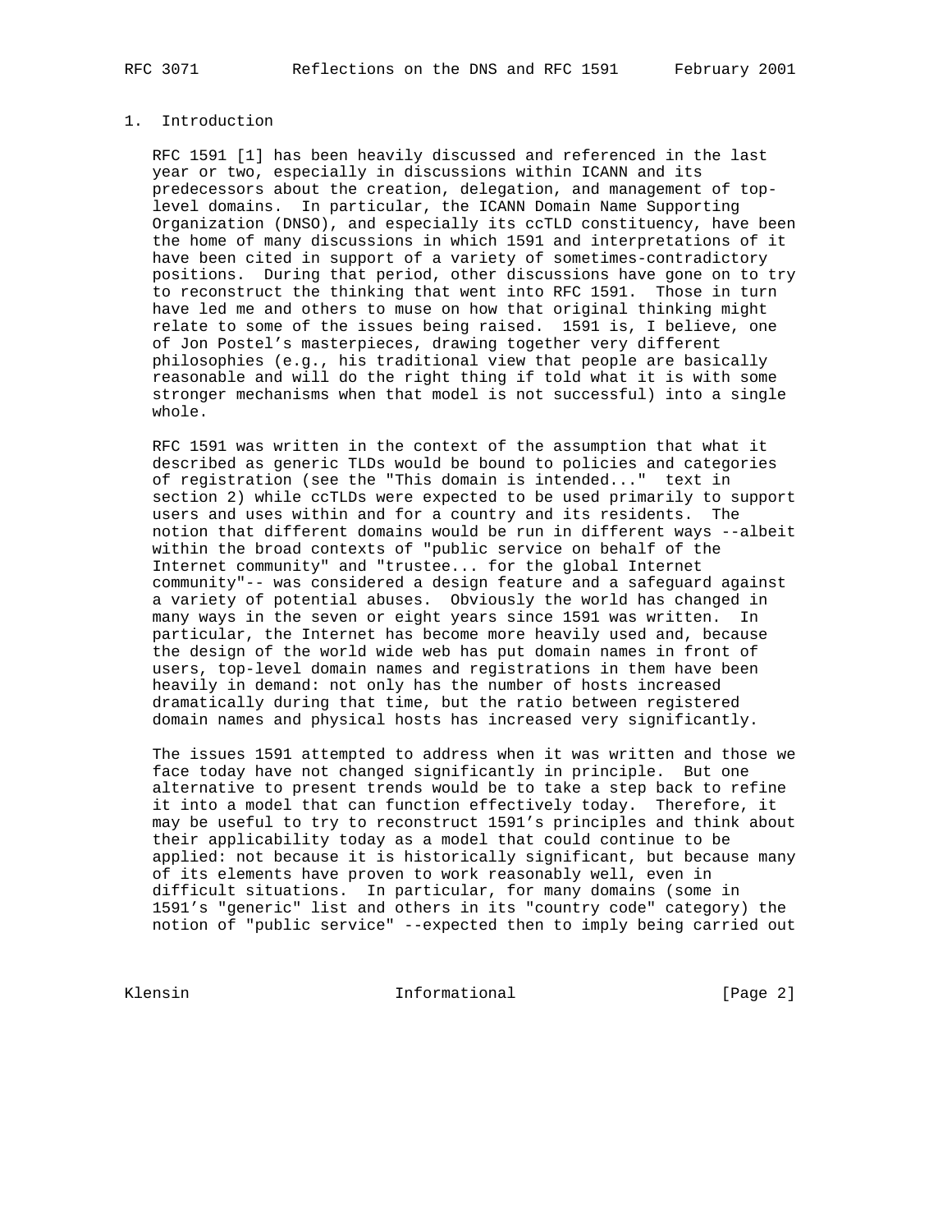## 1. Introduction

RFC 1591 [1] has been heavily discussed and referenced in the last year or two, especially in discussions within ICANN and its predecessors about the creation, delegation, and management of top-level domains. In particular, the ICANN Domain Name Supporting Organization (DNSO), and especially its ccTLD constituency, have been the home of many discussions in which 1591 and interpretations of it have been cited in support of a variety of sometimes-contradictory positions. During that period, other discussions have gone on to try to reconstruct the thinking that went into RFC 1591. Those in turn have led me and others to muse on how that original thinking might relate to some of the issues being raised. 1591 is, I believe, one of Jon Postel's masterpieces, drawing together very different philosophies (e.g., his traditional view that people are basically reasonable and will do the right thing if told what it is with some stronger mechanisms when that model is not successful) into a single whole.

RFC 1591 was written in the context of the assumption that what it described as generic TLDs would be bound to policies and categories of registration (see the "This domain is intended..." text in section 2) while ccTLDs were expected to be used primarily to support users and uses within and for a country and its residents. The notion that different domains would be run in different ways --albeit within the broad contexts of "public service on behalf of the Internet community" and "trustee... for the global Internet community"-- was considered a design feature and a safeguard against a variety of potential abuses. Obviously the world has changed in many ways in the seven or eight years since 1591 was written. In particular, the Internet has become more heavily used and, because the design of the world wide web has put domain names in front of users, top-level domain names and registrations in them have been heavily in demand: not only has the number of hosts increased dramatically during that time, but the ratio between registered domain names and physical hosts has increased very significantly.

The issues 1591 attempted to address when it was written and those we face today have not changed significantly in principle. But one alternative to present trends would be to take a step back to refine it into a model that can function effectively today. Therefore, it may be useful to try to reconstruct 1591's principles and think about their applicability today as a model that could continue to be applied: not because it is historically significant, but because many of its elements have proven to work reasonably well, even in difficult situations. In particular, for many domains (some in 1591's "generic" list and others in its "country code" category) the notion of "public service" --expected then to imply being carried out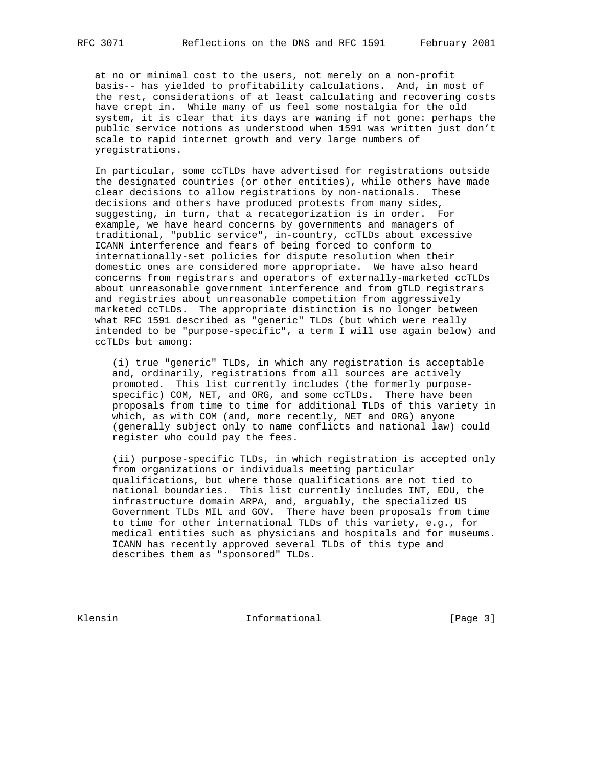at no or minimal cost to the users, not merely on a non-profit basis-- has yielded to profitability calculations. And, in most of the rest, considerations of at least calculating and recovering costs have crept in. While many of us feel some nostalgia for the old system, it is clear that its days are waning if not gone: perhaps the public service notions as understood when 1591 was written just don't scale to rapid internet growth and very large numbers of yregistrations.

In particular, some ccTLDs have advertised for registrations outside the designated countries (or other entities), while others have made clear decisions to allow registrations by non-nationals. These decisions and others have produced protests from many sides, suggesting, in turn, that a recategorization is in order. For example, we have heard concerns by governments and managers of traditional, "public service", in-country, ccTLDs about excessive ICANN interference and fears of being forced to conform to internationally-set policies for dispute resolution when their domestic ones are considered more appropriate. We have also heard concerns from registrars and operators of externally-marketed ccTLDs about unreasonable government interference and from gTLD registrars and registries about unreasonable competition from aggressively marketed ccTLDs. The appropriate distinction is no longer between what RFC 1591 described as "generic" TLDs (but which were really intended to be "purpose-specific", a term I will use again below) and ccTLDs but among:

(i) true "generic" TLDs, in which any registration is acceptable and, ordinarily, registrations from all sources are actively promoted. This list currently includes (the formerly purpose-specific) COM, NET, and ORG, and some ccTLDs. There have been proposals from time to time for additional TLDs of this variety in which, as with COM (and, more recently, NET and ORG) anyone (generally subject only to name conflicts and national law) could register who could pay the fees.

(ii) purpose-specific TLDs, in which registration is accepted only from organizations or individuals meeting particular qualifications, but where those qualifications are not tied to national boundaries. This list currently includes INT, EDU, the infrastructure domain ARPA, and, arguably, the specialized US Government TLDs MIL and GOV. There have been proposals from time to time for other international TLDs of this variety, e.g., for medical entities such as physicians and hospitals and for museums. ICANN has recently approved several TLDs of this type and describes them as "sponsored" TLDs.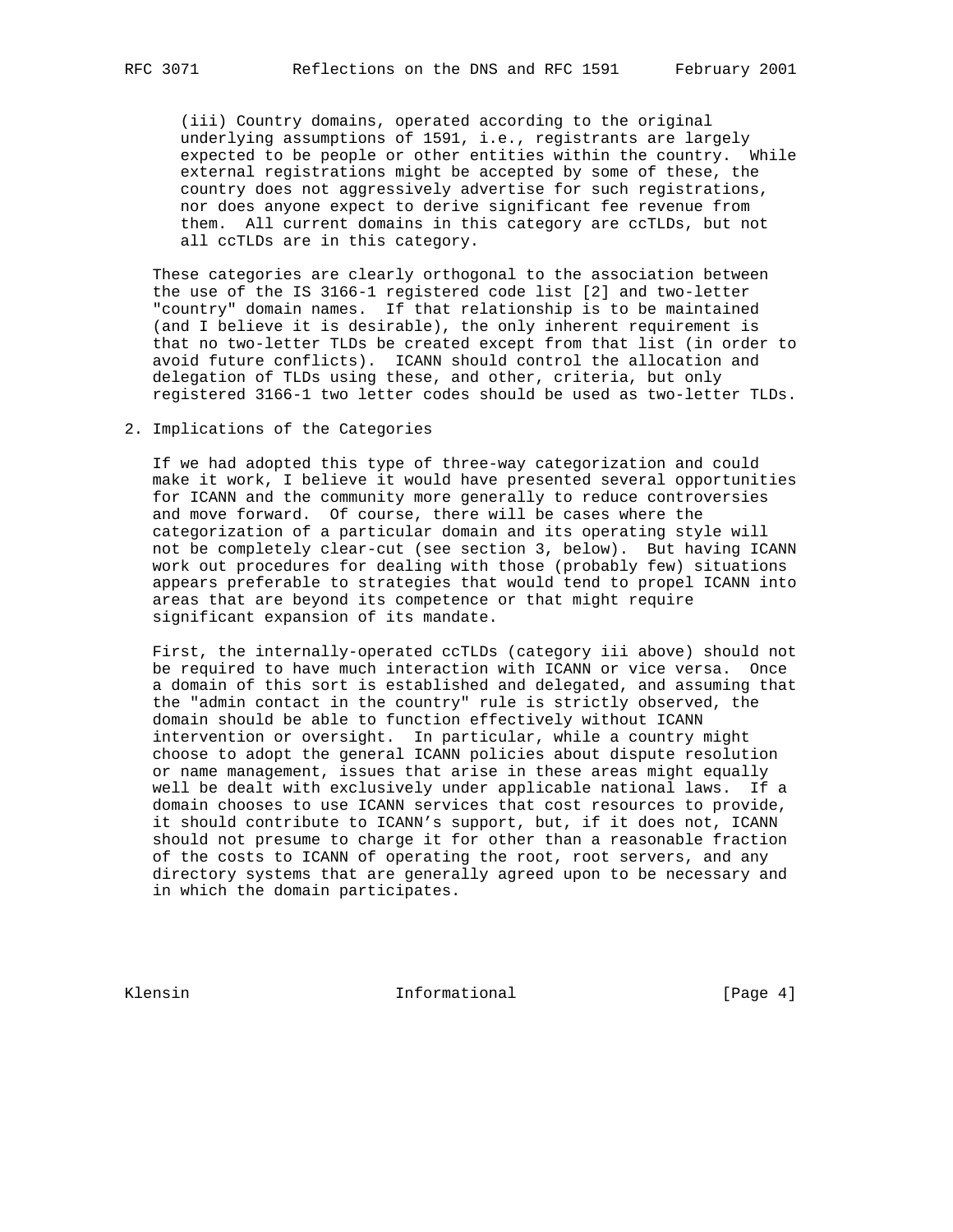(iii) Country domains, operated according to the original underlying assumptions of 1591, i.e., registrants are largely expected to be people or other entities within the country. While external registrations might be accepted by some of these, the country does not aggressively advertise for such registrations, nor does anyone expect to derive significant fee revenue from them. All current domains in this category are ccTLDs, but not all ccTLDs are in this category.

These categories are clearly orthogonal to the association between the use of the IS 3166-1 registered code list [2] and two-letter "country" domain names. If that relationship is to be maintained (and I believe it is desirable), the only inherent requirement is that no two-letter TLDs be created except from that list (in order to avoid future conflicts). ICANN should control the allocation and delegation of TLDs using these, and other, criteria, but only registered 3166-1 two letter codes should be used as two-letter TLDs.

## 2. Implications of the Categories

If we had adopted this type of three-way categorization and could make it work, I believe it would have presented several opportunities for ICANN and the community more generally to reduce controversies and move forward. Of course, there will be cases where the categorization of a particular domain and its operating style will not be completely clear-cut (see section 3, below). But having ICANN work out procedures for dealing with those (probably few) situations appears preferable to strategies that would tend to propel ICANN into areas that are beyond its competence or that might require significant expansion of its mandate.

First, the internally-operated ccTLDs (category iii above) should not be required to have much interaction with ICANN or vice versa. Once a domain of this sort is established and delegated, and assuming that the "admin contact in the country" rule is strictly observed, the domain should be able to function effectively without ICANN intervention or oversight. In particular, while a country might choose to adopt the general ICANN policies about dispute resolution or name management, issues that arise in these areas might equally well be dealt with exclusively under applicable national laws. If a domain chooses to use ICANN services that cost resources to provide, it should contribute to ICANN's support, but, if it does not, ICANN should not presume to charge it for other than a reasonable fraction of the costs to ICANN of operating the root, root servers, and any directory systems that are generally agreed upon to be necessary and in which the domain participates.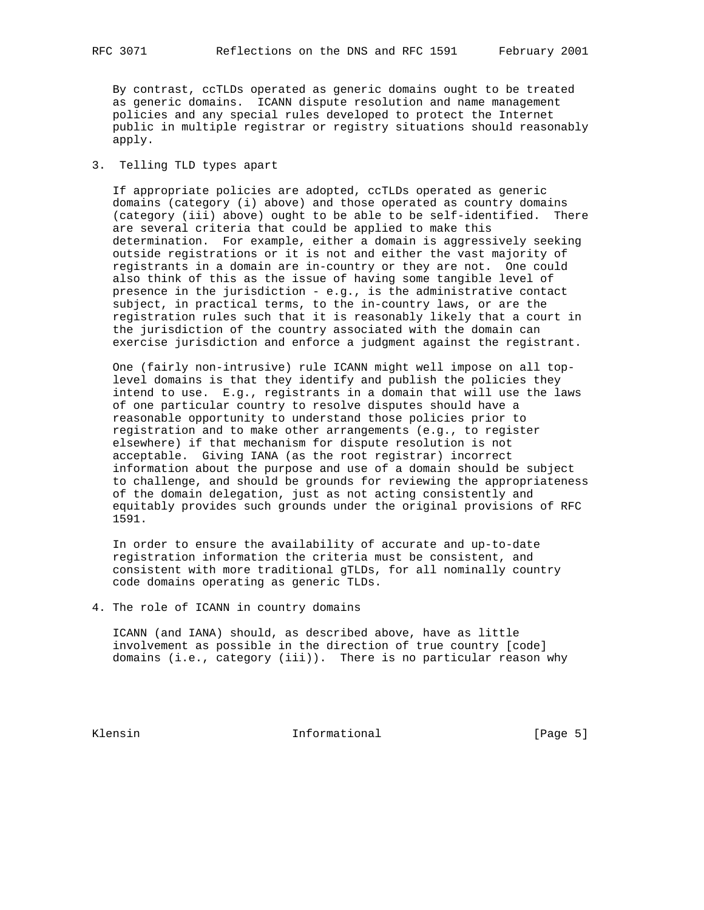By contrast, ccTLDs operated as generic domains ought to be treated as generic domains. ICANN dispute resolution and name management policies and any special rules developed to protect the Internet public in multiple registrar or registry situations should reasonably apply.

## 3. Telling TLD types apart

If appropriate policies are adopted, ccTLDs operated as generic domains (category (i) above) and those operated as country domains (category (iii) above) ought to be able to be self-identified. There are several criteria that could be applied to make this determination. For example, either a domain is aggressively seeking outside registrations or it is not and either the vast majority of registrants in a domain are in-country or they are not. One could also think of this as the issue of having some tangible level of presence in the jurisdiction - e.g., is the administrative contact subject, in practical terms, to the in-country laws, or are the registration rules such that it is reasonably likely that a court in the jurisdiction of the country associated with the domain can exercise jurisdiction and enforce a judgment against the registrant.

One (fairly non-intrusive) rule ICANN might well impose on all top-level domains is that they identify and publish the policies they intend to use. E.g., registrants in a domain that will use the laws of one particular country to resolve disputes should have a reasonable opportunity to understand those policies prior to registration and to make other arrangements (e.g., to register elsewhere) if that mechanism for dispute resolution is not acceptable. Giving IANA (as the root registrar) incorrect information about the purpose and use of a domain should be subject to challenge, and should be grounds for reviewing the appropriateness of the domain delegation, just as not acting consistently and equitably provides such grounds under the original provisions of RFC 1591.

In order to ensure the availability of accurate and up-to-date registration information the criteria must be consistent, and consistent with more traditional gTLDs, for all nominally country code domains operating as generic TLDs.

## 4. The role of ICANN in country domains

ICANN (and IANA) should, as described above, have as little involvement as possible in the direction of true country [code] domains (i.e., category (iii)). There is no particular reason why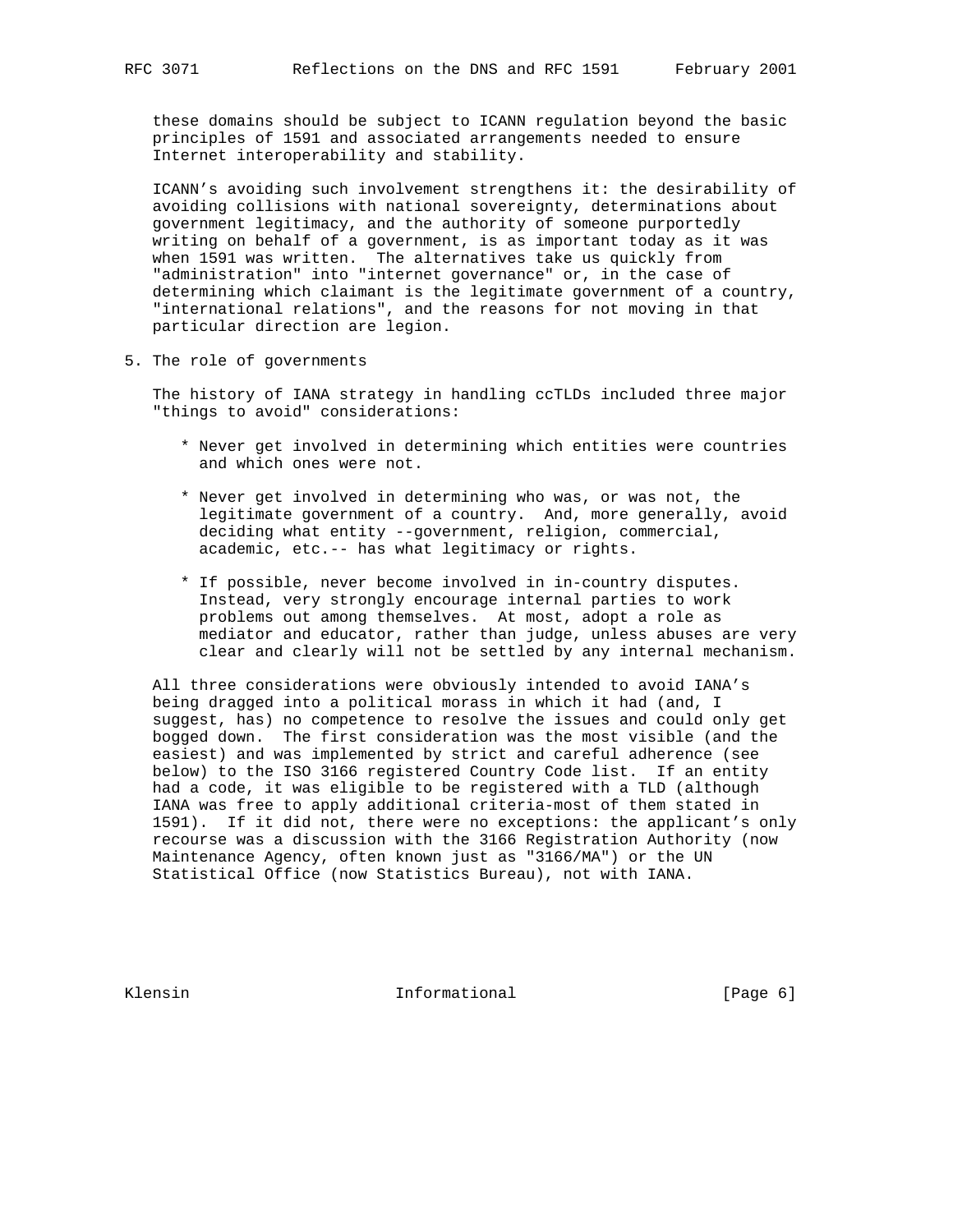these domains should be subject to ICANN regulation beyond the basic principles of 1591 and associated arrangements needed to ensure Internet interoperability and stability.

ICANN's avoiding such involvement strengthens it: the desirability of avoiding collisions with national sovereignty, determinations about government legitimacy, and the authority of someone purportedly writing on behalf of a government, is as important today as it was when 1591 was written. The alternatives take us quickly from "administration" into "internet governance" or, in the case of determining which claimant is the legitimate government of a country, "international relations", and the reasons for not moving in that particular direction are legion.

## 5. The role of governments

The history of IANA strategy in handling ccTLDs included three major "things to avoid" considerations:

* Never get involved in determining which entities were countries and which ones were not.

* Never get involved in determining who was, or was not, the legitimate government of a country. And, more generally, avoid deciding what entity --government, religion, commercial, academic, etc.-- has what legitimacy or rights.

* If possible, never become involved in in-country disputes. Instead, very strongly encourage internal parties to work problems out among themselves. At most, adopt a role as mediator and educator, rather than judge, unless abuses are very clear and clearly will not be settled by any internal mechanism.

All three considerations were obviously intended to avoid IANA's being dragged into a political morass in which it had (and, I suggest, has) no competence to resolve the issues and could only get bogged down. The first consideration was the most visible (and the easiest) and was implemented by strict and careful adherence (see below) to the ISO 3166 registered Country Code list. If an entity had a code, it was eligible to be registered with a TLD (although IANA was free to apply additional criteria-most of them stated in 1591). If it did not, there were no exceptions: the applicant's only recourse was a discussion with the 3166 Registration Authority (now Maintenance Agency, often known just as "3166/MA") or the UN Statistical Office (now Statistics Bureau), not with IANA.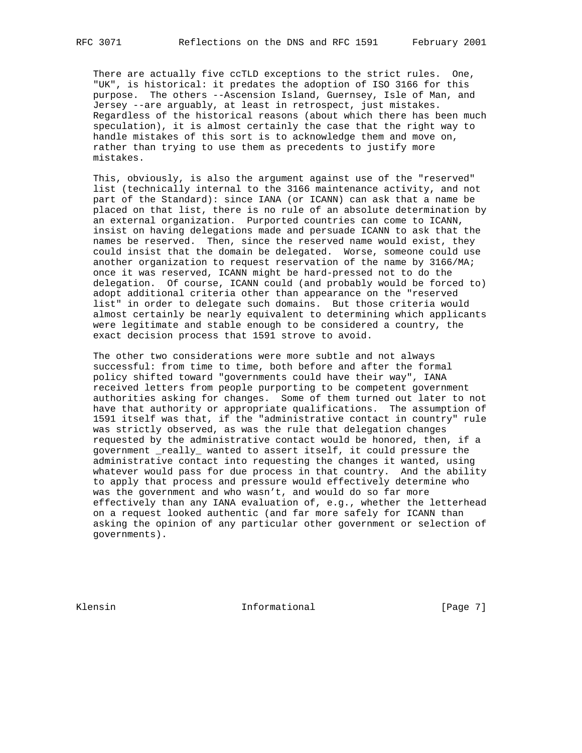There are actually five ccTLD exceptions to the strict rules. One, "UK", is historical: it predates the adoption of ISO 3166 for this purpose. The others --Ascension Island, Guernsey, Isle of Man, and Jersey --are arguably, at least in retrospect, just mistakes. Regardless of the historical reasons (about which there has been much speculation), it is almost certainly the case that the right way to handle mistakes of this sort is to acknowledge them and move on, rather than trying to use them as precedents to justify more mistakes.

This, obviously, is also the argument against use of the "reserved" list (technically internal to the 3166 maintenance activity, and not part of the Standard): since IANA (or ICANN) can ask that a name be placed on that list, there is no rule of an absolute determination by an external organization. Purported countries can come to ICANN, insist on having delegations made and persuade ICANN to ask that the names be reserved. Then, since the reserved name would exist, they could insist that the domain be delegated. Worse, someone could use another organization to request reservation of the name by 3166/MA; once it was reserved, ICANN might be hard-pressed not to do the delegation. Of course, ICANN could (and probably would be forced to) adopt additional criteria other than appearance on the "reserved list" in order to delegate such domains. But those criteria would almost certainly be nearly equivalent to determining which applicants were legitimate and stable enough to be considered a country, the exact decision process that 1591 strove to avoid.

The other two considerations were more subtle and not always successful: from time to time, both before and after the formal policy shifted toward "governments could have their way", IANA received letters from people purporting to be competent government authorities asking for changes. Some of them turned out later to not have that authority or appropriate qualifications. The assumption of 1591 itself was that, if the "administrative contact in country" rule was strictly observed, as was the rule that delegation changes requested by the administrative contact would be honored, then, if a government _really_ wanted to assert itself, it could pressure the administrative contact into requesting the changes it wanted, using whatever would pass for due process in that country. And the ability to apply that process and pressure would effectively determine who was the government and who wasn't, and would do so far more effectively than any IANA evaluation of, e.g., whether the letterhead on a request looked authentic (and far more safely for ICANN than asking the opinion of any particular other government or selection of governments).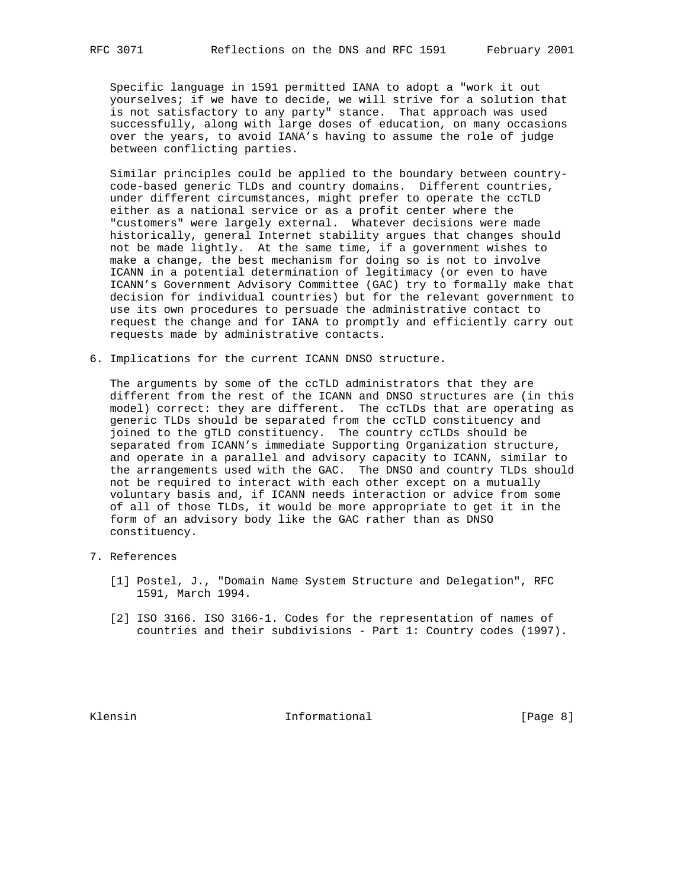Specific language in 1591 permitted IANA to adopt a "work it out yourselves; if we have to decide, we will strive for a solution that is not satisfactory to any party" stance. That approach was used successfully, along with large doses of education, on many occasions over the years, to avoid IANA's having to assume the role of judge between conflicting parties.

Similar principles could be applied to the boundary between country-code-based generic TLDs and country domains. Different countries, under different circumstances, might prefer to operate the ccTLD either as a national service or as a profit center where the "customers" were largely external. Whatever decisions were made historically, general Internet stability argues that changes should not be made lightly. At the same time, if a government wishes to make a change, the best mechanism for doing so is not to involve ICANN in a potential determination of legitimacy (or even to have ICANN's Government Advisory Committee (GAC) try to formally make that decision for individual countries) but for the relevant government to use its own procedures to persuade the administrative contact to request the change and for IANA to promptly and efficiently carry out requests made by administrative contacts.

## 6. Implications for the current ICANN DNSO structure.

The arguments by some of the ccTLD administrators that they are different from the rest of the ICANN and DNSO structures are (in this model) correct: they are different. The ccTLDs that are operating as generic TLDs should be separated from the ccTLD constituency and joined to the gTLD constituency. The country ccTLDs should be separated from ICANN's immediate Supporting Organization structure, and operate in a parallel and advisory capacity to ICANN, similar to the arrangements used with the GAC. The DNSO and country TLDs should not be required to interact with each other except on a mutually voluntary basis and, if ICANN needs interaction or advice from some of all of those TLDs, it would be more appropriate to get it in the form of an advisory body like the GAC rather than as DNSO constituency.

## 7. References

[1] Postel, J., "Domain Name System Structure and Delegation", RFC 1591, March 1994.

[2] ISO 3166. ISO 3166-1. Codes for the representation of names of countries and their subdivisions - Part 1: Country codes (1997).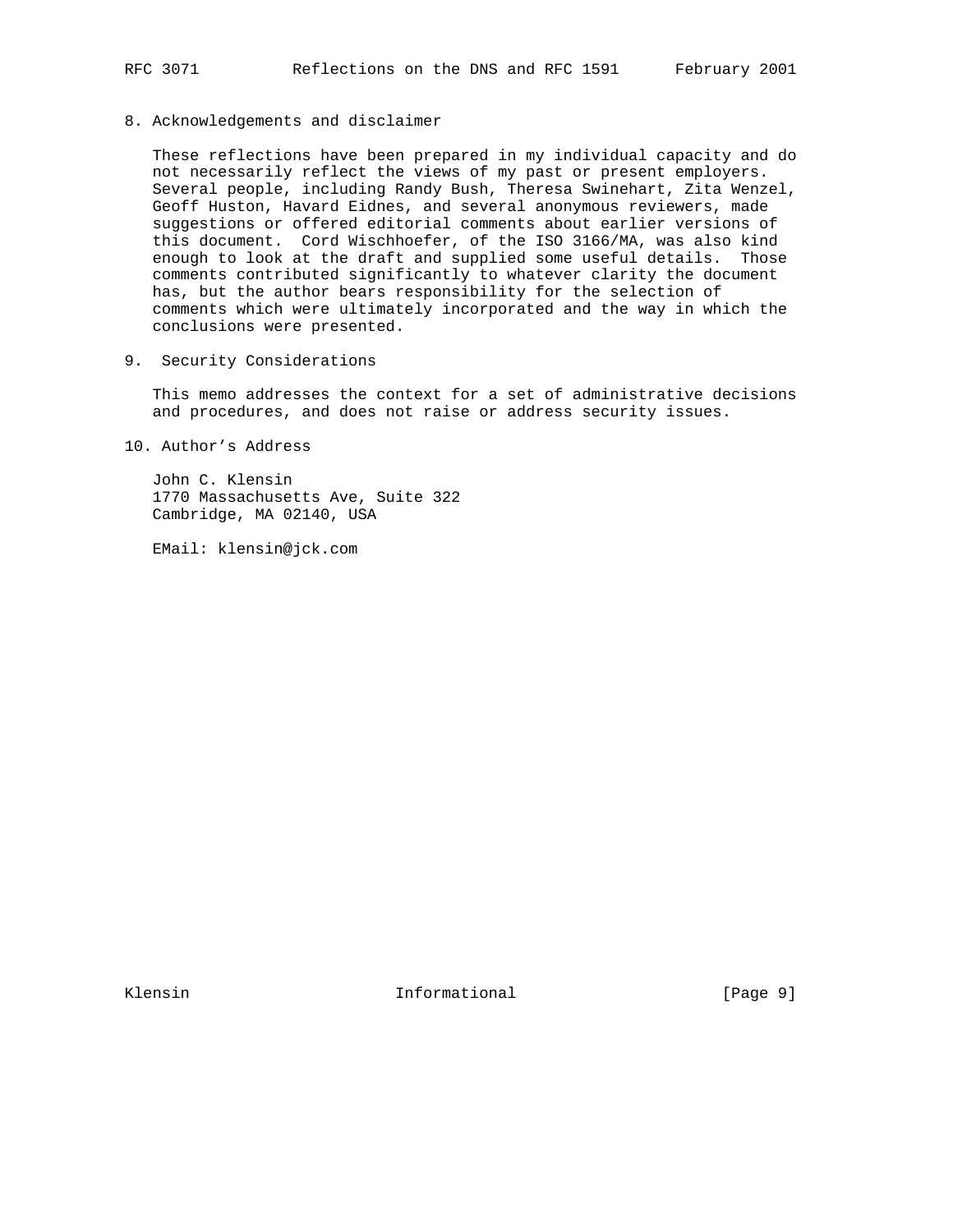## 8. Acknowledgements and disclaimer

These reflections have been prepared in my individual capacity and do not necessarily reflect the views of my past or present employers. Several people, including Randy Bush, Theresa Swinehart, Zita Wenzel, Geoff Huston, Havard Eidnes, and several anonymous reviewers, made suggestions or offered editorial comments about earlier versions of this document. Cord Wischhoefer, of the ISO 3166/MA, was also kind enough to look at the draft and supplied some useful details. Those comments contributed significantly to whatever clarity the document has, but the author bears responsibility for the selection of comments which were ultimately incorporated and the way in which the conclusions were presented.

## 9. Security Considerations

This memo addresses the context for a set of administrative decisions and procedures, and does not raise or address security issues.

## 10. Author's Address

John C. Klensin
1770 Massachusetts Ave, Suite 322
Cambridge, MA 02140, USA

EMail: klensin@jck.com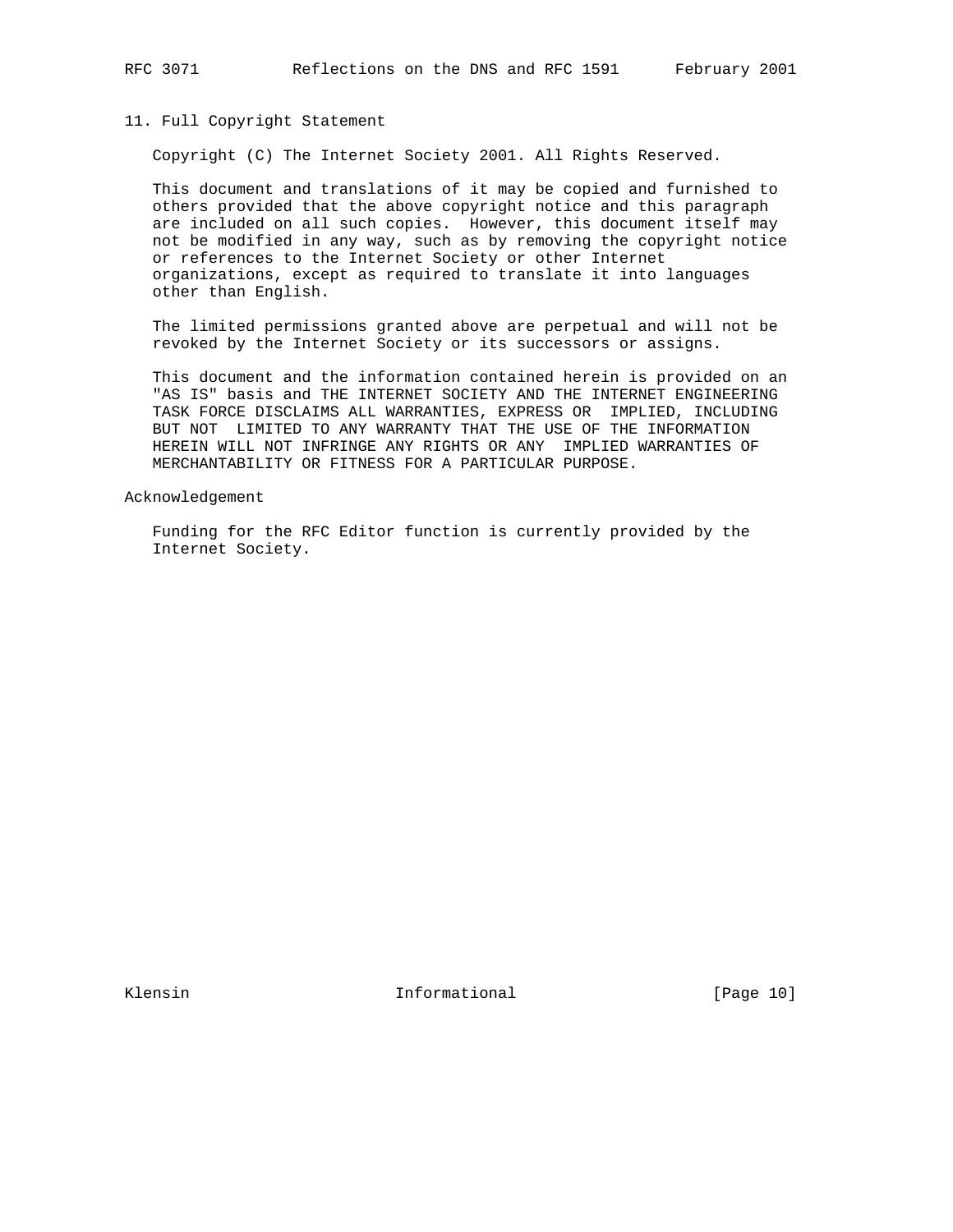## 11. Full Copyright Statement

Copyright (C) The Internet Society 2001. All Rights Reserved.

This document and translations of it may be copied and furnished to others provided that the above copyright notice and this paragraph are included on all such copies. However, this document itself may not be modified in any way, such as by removing the copyright notice or references to the Internet Society or other Internet organizations, except as required to translate it into languages other than English.

The limited permissions granted above are perpetual and will not be revoked by the Internet Society or its successors or assigns.

This document and the information contained herein is provided on an "AS IS" basis and THE INTERNET SOCIETY AND THE INTERNET ENGINEERING TASK FORCE DISCLAIMS ALL WARRANTIES, EXPRESS OR IMPLIED, INCLUDING BUT NOT LIMITED TO ANY WARRANTY THAT THE USE OF THE INFORMATION HEREIN WILL NOT INFRINGE ANY RIGHTS OR ANY IMPLIED WARRANTIES OF MERCHANTABILITY OR FITNESS FOR A PARTICULAR PURPOSE.

## Acknowledgement

Funding for the RFC Editor function is currently provided by the Internet Society.